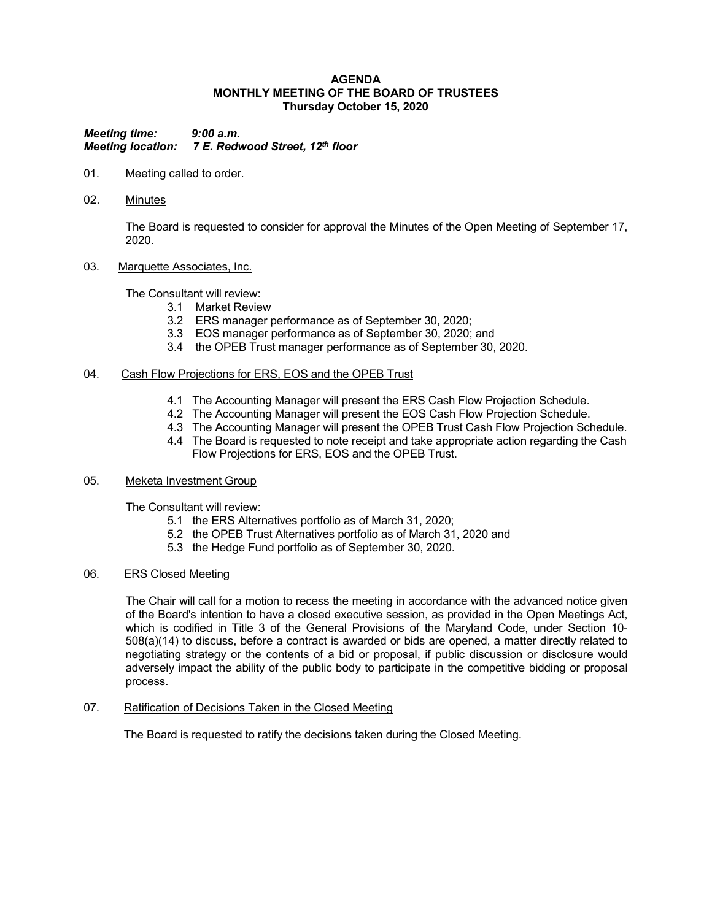# AGENDA
## MONTHLY MEETING OF THE BOARD OF TRUSTEES
### Thursday October 15, 2020

***Meeting time:*** ***9:00 a.m.***
***Meeting location:*** ***7 E. Redwood Street, 12th floor***

01. Meeting called to order.

02. Minutes

    The Board is requested to consider for approval the Minutes of the Open Meeting of September 17, 2020.

03. Marquette Associates, Inc.

    The Consultant will review:
    - 3.1 Market Review
    - 3.2 ERS manager performance as of September 30, 2020;
    - 3.3 EOS manager performance as of September 30, 2020; and
    - 3.4 the OPEB Trust manager performance as of September 30, 2020.

04. Cash Flow Projections for ERS, EOS and the OPEB Trust

    - 4.1 The Accounting Manager will present the ERS Cash Flow Projection Schedule.
    - 4.2 The Accounting Manager will present the EOS Cash Flow Projection Schedule.
    - 4.3 The Accounting Manager will present the OPEB Trust Cash Flow Projection Schedule.
    - 4.4 The Board is requested to note receipt and take appropriate action regarding the Cash Flow Projections for ERS, EOS and the OPEB Trust.

05. Meketa Investment Group

    The Consultant will review:
    - 5.1 the ERS Alternatives portfolio as of March 31, 2020;
    - 5.2 the OPEB Trust Alternatives portfolio as of March 31, 2020 and
    - 5.3 the Hedge Fund portfolio as of September 30, 2020.

06. ERS Closed Meeting

    The Chair will call for a motion to recess the meeting in accordance with the advanced notice given of the Board's intention to have a closed executive session, as provided in the Open Meetings Act, which is codified in Title 3 of the General Provisions of the Maryland Code, under Section 10-508(a)(14) to discuss, before a contract is awarded or bids are opened, a matter directly related to negotiating strategy or the contents of a bid or proposal, if public discussion or disclosure would adversely impact the ability of the public body to participate in the competitive bidding or proposal process.

07. Ratification of Decisions Taken in the Closed Meeting

    The Board is requested to ratify the decisions taken during the Closed Meeting.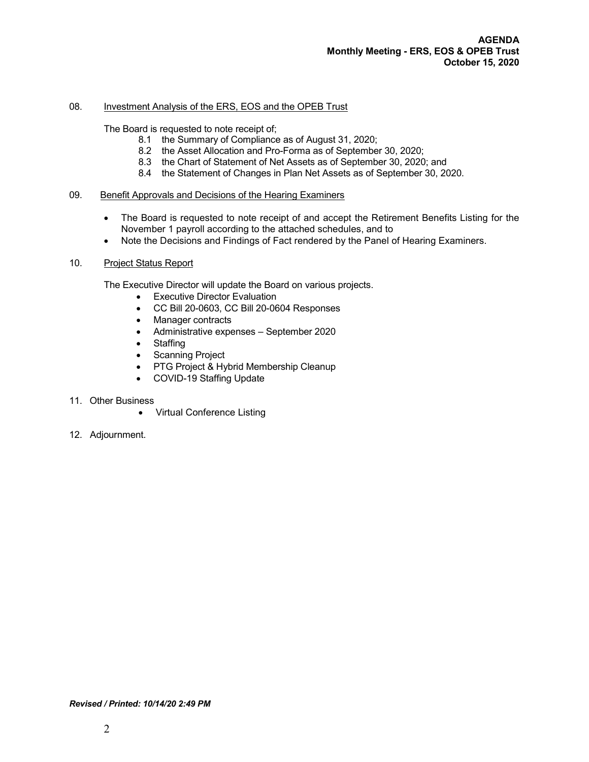08. Investment Analysis of the ERS, EOS and the OPEB Trust

The Board is requested to note receipt of;

8.1 the Summary of Compliance as of August 31, 2020;
8.2 the Asset Allocation and Pro-Forma as of September 30, 2020;
8.3 the Chart of Statement of Net Assets as of September 30, 2020; and
8.4 the Statement of Changes in Plan Net Assets as of September 30, 2020.

09. Benefit Approvals and Decisions of the Hearing Examiners

- The Board is requested to note receipt of and accept the Retirement Benefits Listing for the November 1 payroll according to the attached schedules, and to
- Note the Decisions and Findings of Fact rendered by the Panel of Hearing Examiners.

10. Project Status Report

The Executive Director will update the Board on various projects.

- Executive Director Evaluation
- CC Bill 20-0603, CC Bill 20-0604 Responses
- Manager contracts
- Administrative expenses – September 2020
- Staffing
- Scanning Project
- PTG Project & Hybrid Membership Cleanup
- COVID-19 Staffing Update

11. Other Business

- Virtual Conference Listing

12. Adjournment.

*Revised / Printed: 10/14/20 2:49 PM*